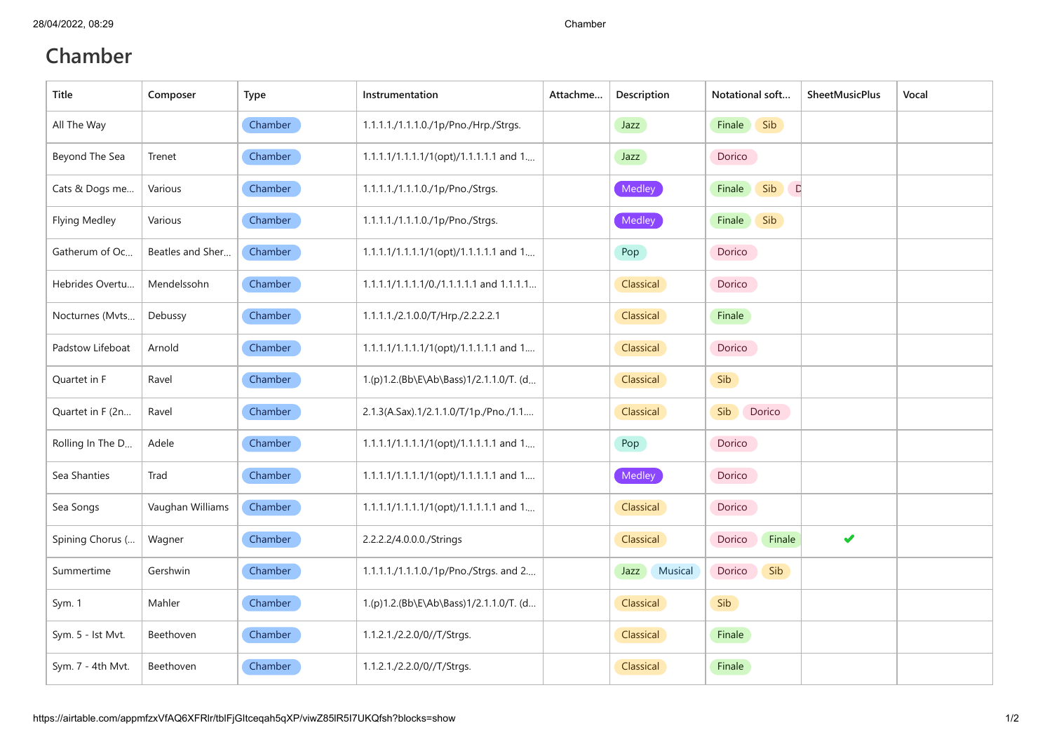# Chamber

| Title | Composer | Type | Instrumentation | Attachme... | Description | Notational soft... | SheetMusicPlus | Vocal |
|---|---|---|---|---|---|---|---|---|
| All The Way | | Chamber | 1.1.1.1./1.1.1.0./1p/Pno./Hrp./Strgs. | | Jazz | Finale Sib | | |
| Beyond The Sea | Trenet | Chamber | 1.1.1.1/1.1.1.1/1(opt)/1.1.1.1.1 and 1.... | | Jazz | Dorico | | |
| Cats & Dogs me... | Various | Chamber | 1.1.1.1./1.1.1.0./1p/Pno./Strgs. | | Medley | Finale Sib D | | |
| Flying Medley | Various | Chamber | 1.1.1.1./1.1.1.0./1p/Pno./Strgs. | | Medley | Finale Sib | | |
| Gatherum of Oc... | Beatles and Sher... | Chamber | 1.1.1.1/1.1.1.1/1(opt)/1.1.1.1.1 and 1.... | | Pop | Dorico | | |
| Hebrides Overtu... | Mendelssohn | Chamber | 1.1.1.1/1.1.1.1/0./1.1.1.1.1 and 1.1.1.1... | | Classical | Dorico | | |
| Nocturnes (Mvts... | Debussy | Chamber | 1.1.1.1./2.1.0.0/T/Hrp./2.2.2.2.1 | | Classical | Finale | | |
| Padstow Lifeboat | Arnold | Chamber | 1.1.1.1/1.1.1.1/1(opt)/1.1.1.1.1 and 1.... | | Classical | Dorico | | |
| Quartet in F | Ravel | Chamber | 1.(p)1.2.(Bb\E\Ab\Bass)1/2.1.1.0/T. (d... | | Classical | Sib | | |
| Quartet in F (2n... | Ravel | Chamber | 2.1.3(A.Sax).1/2.1.1.0/T/1p./Pno./1.1.... | | Classical | Sib Dorico | | |
| Rolling In The D... | Adele | Chamber | 1.1.1.1/1.1.1.1/1(opt)/1.1.1.1.1 and 1.... | | Pop | Dorico | | |
| Sea Shanties | Trad | Chamber | 1.1.1.1/1.1.1.1/1(opt)/1.1.1.1.1 and 1.... | | Medley | Dorico | | |
| Sea Songs | Vaughan Williams | Chamber | 1.1.1.1/1.1.1.1/1(opt)/1.1.1.1.1 and 1.... | | Classical | Dorico | | |
| Spining Chorus (... | Wagner | Chamber | 2.2.2.2/4.0.0.0./Strings | | Classical | Dorico Finale | ✔ | |
| Summertime | Gershwin | Chamber | 1.1.1.1./1.1.1.0./1p/Pno./Strgs. and 2.... | | Jazz Musical | Dorico Sib | | |
| Sym. 1 | Mahler | Chamber | 1.(p)1.2.(Bb\E\Ab\Bass)1/2.1.1.0/T. (d... | | Classical | Sib | | |
| Sym. 5 - Ist Mvt. | Beethoven | Chamber | 1.1.2.1./2.2.0/0//T/Strgs. | | Classical | Finale | | |
| Sym. 7 - 4th Mvt. | Beethoven | Chamber | 1.1.2.1./2.2.0/0//T/Strgs. | | Classical | Finale | | |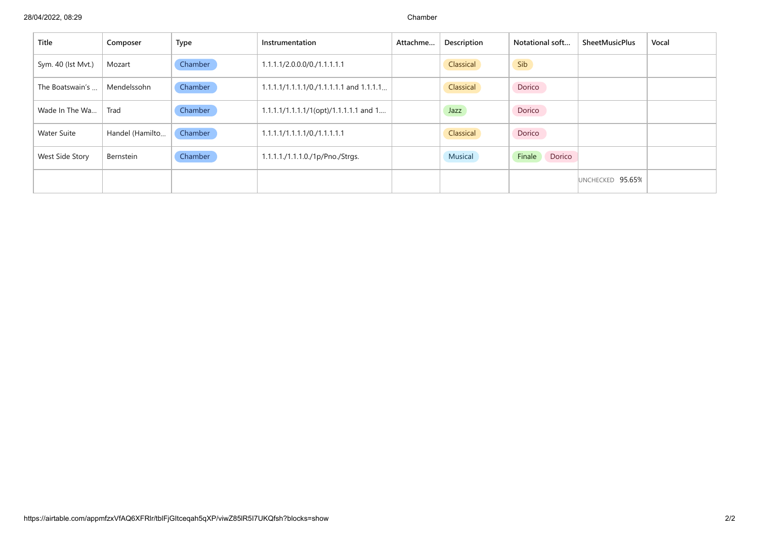| Title | Composer | Type | Instrumentation | Attachme... | Description | Notational soft... | SheetMusicPlus | Vocal |
|---|---|---|---|---|---|---|---|---|
| Sym. 40 (Ist Mvt.) | Mozart | Chamber | 1.1.1.1/2.0.0.0/0./1.1.1.1.1 | | Classical | Sib | | |
| The Boatswain's ... | Mendelssohn | Chamber | 1.1.1.1/1.1.1.1/0./1.1.1.1.1 and 1.1.1.1... | | Classical | Dorico | | |
| Wade In The Wa... | Trad | Chamber | 1.1.1.1/1.1.1.1/1(opt)/1.1.1.1.1 and 1.... | | Jazz | Dorico | | |
| Water Suite | Handel (Hamilto... | Chamber | 1.1.1.1/1.1.1.1/0./1.1.1.1.1 | | Classical | Dorico | | |
| West Side Story | Bernstein | Chamber | 1.1.1.1./1.1.1.0./1p/Pno./Strgs. | | Musical | Finale Dorico | | |
| | | | | | | | UNCHECKED 95.65% | |